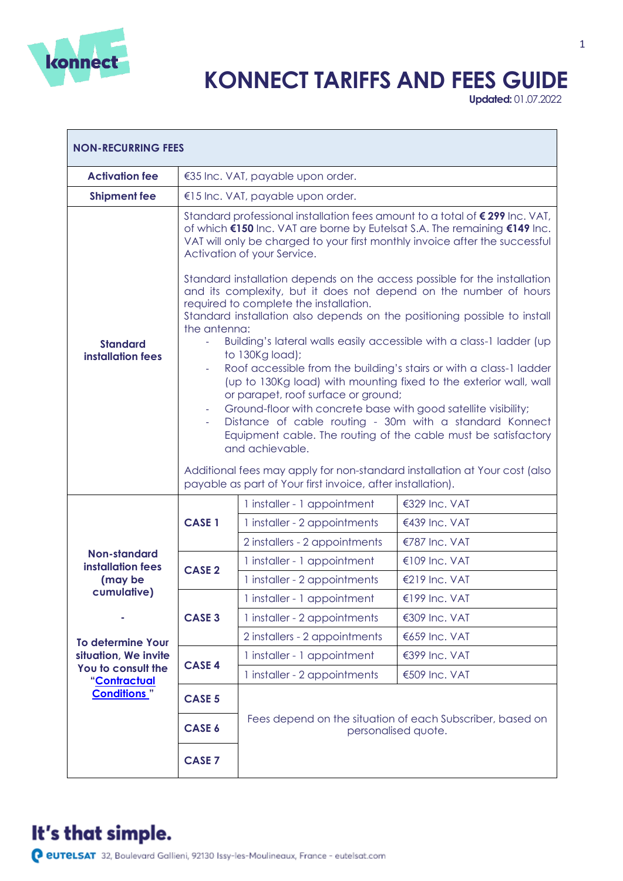# KONNECT TARIFFS AND FEES GUIDE

**Updated:** 01.07.2022

| NON-RECURRING FEES | | | |
|---|---|---|---|
| **Activation fee** | €35 Inc. VAT, payable upon order. | | |
| **Shipment fee** | €15 Inc. VAT, payable upon order. | | |
| **Standard installation fees** | Standard professional installation fees amount to a total of **€ 299** Inc. VAT, of which **€150** Inc. VAT are borne by Eutelsat S.A. The remaining **€149** Inc. VAT will only be charged to your first monthly invoice after the successful Activation of your Service.<br><br>Standard installation depends on the access possible for the installation and its complexity, but it does not depend on the number of hours required to complete the installation.<br>Standard installation also depends on the positioning possible to install the antenna:<br>- Building's lateral walls easily accessible with a class-1 ladder (up to 130Kg load);<br>- Roof accessible from the building's stairs or with a class-1 ladder (up to 130Kg load) with mounting fixed to the exterior wall, wall or parapet, roof surface or ground;<br>- Ground-floor with concrete base with good satellite visibility;<br>- Distance of cable routing - 30m with a standard Konnect Equipment cable. The routing of the cable must be satisfactory and achievable.<br><br>Additional fees may apply for non-standard installation at Your cost (also payable as part of Your first invoice, after installation). | | |
| **Non-standard installation fees (may be cumulative)**<br><br>**-**<br><br>**To determine Your situation, We invite You to consult the "[Contractual Conditions](Contractual Conditions) "** | **CASE 1** | 1 installer - 1 appointment | €329 Inc. VAT |
| | | 1 installer - 2 appointments | €439 Inc. VAT |
| | | 2 installers - 2 appointments | €787 Inc. VAT |
| | **CASE 2** | 1 installer - 1 appointment | €109 Inc. VAT |
| | | 1 installer - 2 appointments | €219 Inc. VAT |
| | **CASE 3** | 1 installer - 1 appointment | €199 Inc. VAT |
| | | 1 installer - 2 appointments | €309 Inc. VAT |
| | | 2 installers - 2 appointments | €659 Inc. VAT |
| | **CASE 4** | 1 installer - 1 appointment | €399 Inc. VAT |
| | | 1 installer - 2 appointments | €509 Inc. VAT |
| | **CASE 5** | Fees depend on the situation of each Subscriber, based on personalised quote. | |
| | **CASE 6** | | |
| | **CASE 7** | | |

**It's that simple.**

EUTELSAT 32, Boulevard Gallieni, 92130 Issy-les-Moulineaux, France - eutelsat.com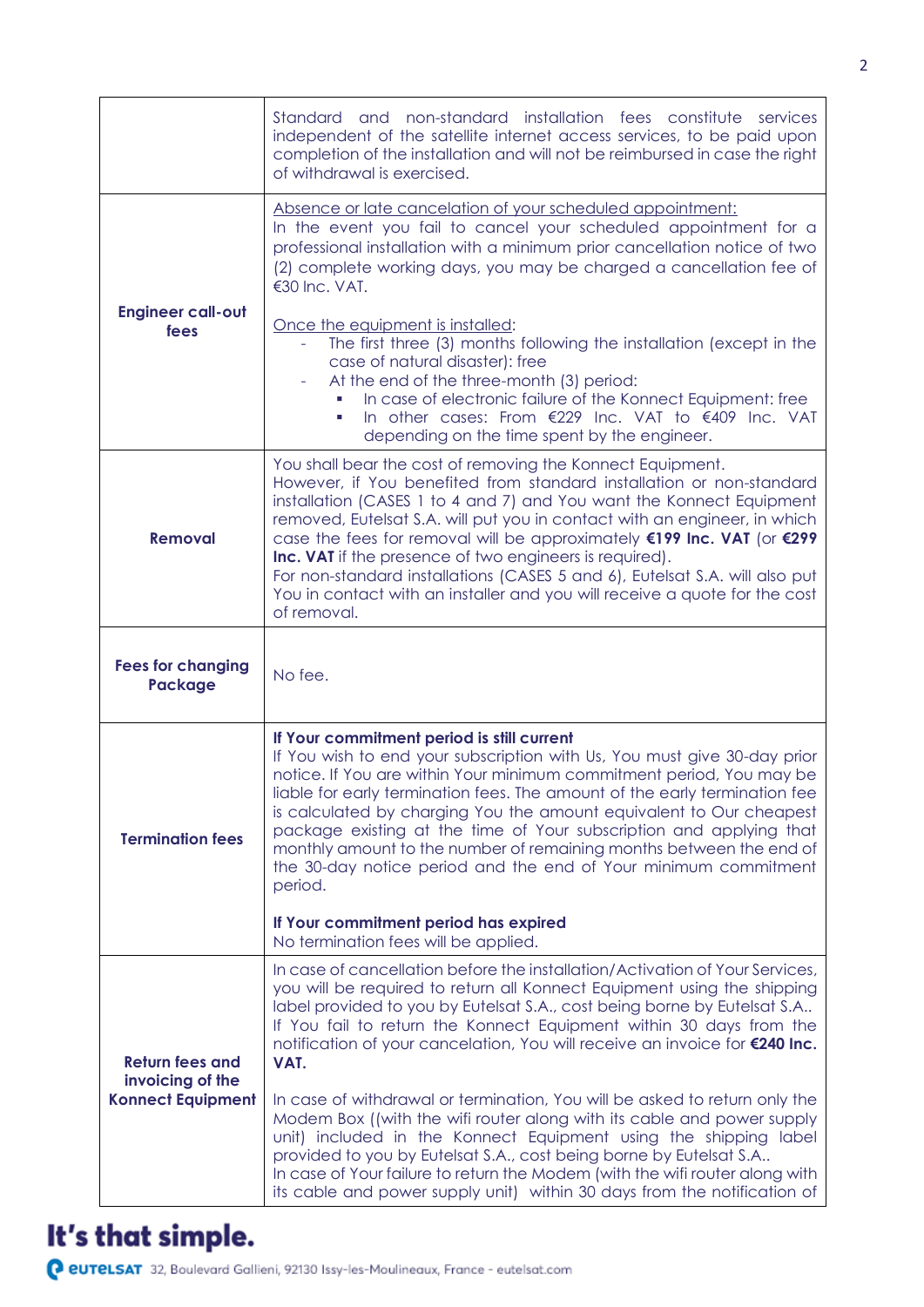| | |
|---|---|
| | Standard and non-standard installation fees constitute services independent of the satellite internet access services, to be paid upon completion of the installation and will not be reimbursed in case the right of withdrawal is exercised. |
| **Engineer call-out fees** | <u>Absence or late cancelation of your scheduled appointment:</u><br>In the event you fail to cancel your scheduled appointment for a professional installation with a minimum prior cancellation notice of two (2) complete working days, you may be charged a cancellation fee of €30 Inc. VAT.<br><br><u>Once the equipment is installed</u>:<br>- The first three (3) months following the installation (except in the case of natural disaster): free<br>- At the end of the three-month (3) period:<br>  ▪ In case of electronic failure of the Konnect Equipment: free<br>  ▪ In other cases: From €229 Inc. VAT to €409 Inc. VAT depending on the time spent by the engineer. |
| **Removal** | You shall bear the cost of removing the Konnect Equipment.<br>However, if You benefited from standard installation or non-standard installation (CASES 1 to 4 and 7) and You want the Konnect Equipment removed, Eutelsat S.A. will put you in contact with an engineer, in which case the fees for removal will be approximately **€199 Inc. VAT** (or **€299 Inc. VAT** if the presence of two engineers is required).<br>For non-standard installations (CASES 5 and 6), Eutelsat S.A. will also put You in contact with an installer and you will receive a quote for the cost of removal. |
| **Fees for changing Package** | No fee. |
| **Termination fees** | **If Your commitment period is still current**<br>If You wish to end your subscription with Us, You must give 30-day prior notice. If You are within Your minimum commitment period, You may be liable for early termination fees. The amount of the early termination fee is calculated by charging You the amount equivalent to Our cheapest package existing at the time of Your subscription and applying that monthly amount to the number of remaining months between the end of the 30-day notice period and the end of Your minimum commitment period.<br><br>**If Your commitment period has expired**<br>No termination fees will be applied. |
| **Return fees and invoicing of the Konnect Equipment** | In case of cancellation before the installation/Activation of Your Services, you will be required to return all Konnect Equipment using the shipping label provided to you by Eutelsat S.A., cost being borne by Eutelsat S.A..<br>If You fail to return the Konnect Equipment within 30 days from the notification of your cancelation, You will receive an invoice for **€240 Inc. VAT.**<br><br>In case of withdrawal or termination, You will be asked to return only the Modem Box ((with the wifi router along with its cable and power supply unit) included in the Konnect Equipment using the shipping label provided to you by Eutelsat S.A., cost being borne by Eutelsat S.A..<br>In case of Your failure to return the Modem (with the wifi router along with its cable and power supply unit) within 30 days from the notification of |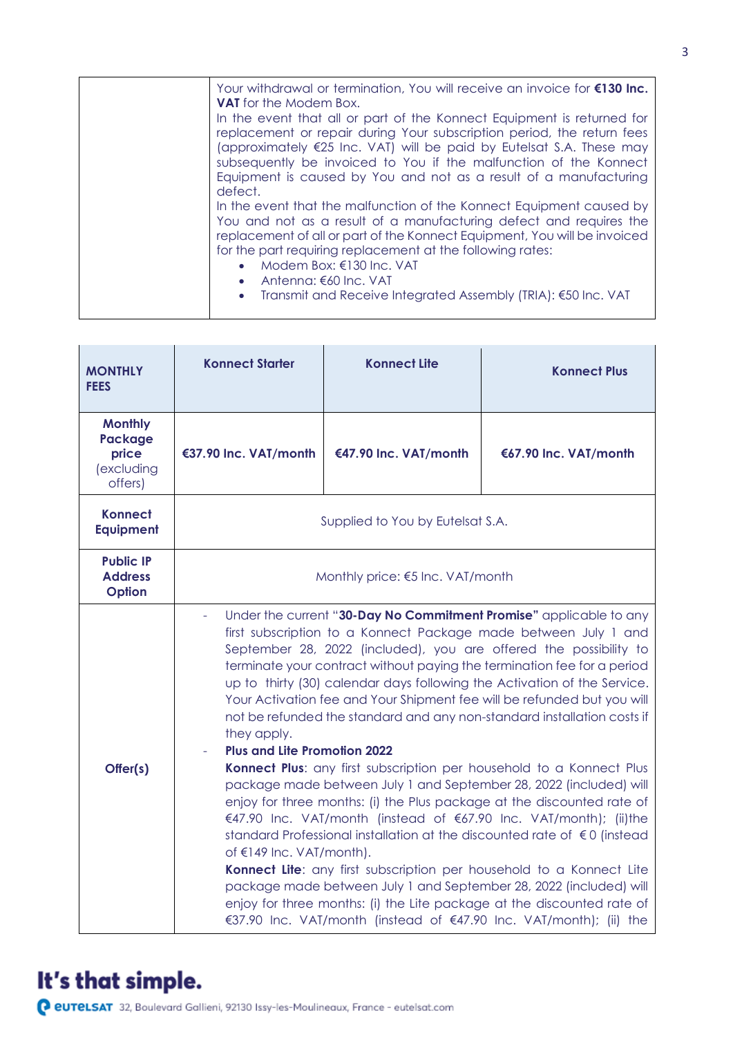| | |
|---|---|
| | Your withdrawal or termination, You will receive an invoice for **€130 Inc. VAT** for the Modem Box.<br>In the event that all or part of the Konnect Equipment is returned for replacement or repair during Your subscription period, the return fees (approximately €25 Inc. VAT) will be paid by Eutelsat S.A. These may subsequently be invoiced to You if the malfunction of the Konnect Equipment is caused by You and not as a result of a manufacturing defect.<br>In the event that the malfunction of the Konnect Equipment caused by You and not as a result of a manufacturing defect and requires the replacement of all or part of the Konnect Equipment, You will be invoiced for the part requiring replacement at the following rates:<br>• Modem Box: €130 Inc. VAT<br>• Antenna: €60 Inc. VAT<br>• Transmit and Receive Integrated Assembly (TRIA): €50 Inc. VAT |

| **MONTHLY FEES** | **Konnect Starter** | **Konnect Lite** | **Konnect Plus** |
|---|---|---|---|
| **Monthly Package price** (excluding offers) | **€37.90 Inc. VAT/month** | **€47.90 Inc. VAT/month** | **€67.90 Inc. VAT/month** |
| **Konnect Equipment** | Supplied to You by Eutelsat S.A. | | |
| **Public IP Address Option** | Monthly price: €5 Inc. VAT/month | | |
| **Offer(s)** | - Under the current "**30-Day No Commitment Promise"** applicable to any first subscription to a Konnect Package made between July 1 and September 28, 2022 (included), you are offered the possibility to terminate your contract without paying the termination fee for a period up to thirty (30) calendar days following the Activation of the Service. Your Activation fee and Your Shipment fee will be refunded but you will not be refunded the standard and any non-standard installation costs if they apply.<br>- **Plus and Lite Promotion 2022**<br>**Konnect Plus**: any first subscription per household to a Konnect Plus package made between July 1 and September 28, 2022 (included) will enjoy for three months: (i) the Plus package at the discounted rate of €47.90 Inc. VAT/month (instead of €67.90 Inc. VAT/month); (ii)the standard Professional installation at the discounted rate of €0 (instead of €149 Inc. VAT/month).<br>**Konnect Lite**: any first subscription per household to a Konnect Lite package made between July 1 and September 28, 2022 (included) will enjoy for three months: (i) the Lite package at the discounted rate of €37.90 Inc. VAT/month (instead of €47.90 Inc. VAT/month); (ii) the | | |

**It's that simple.**

eutelsat 32, Boulevard Gallieni, 92130 Issy-les-Moulineaux, France - eutelsat.com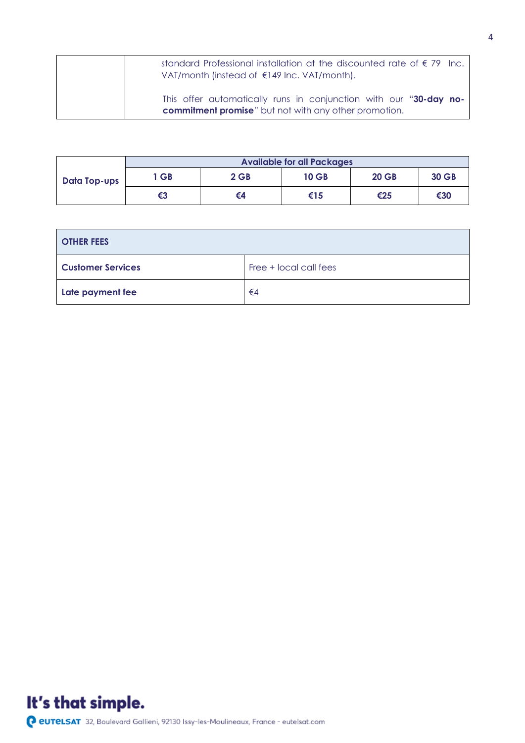| | |
|---|---|
| | standard Professional installation at the discounted rate of € 79 Inc. VAT/month (instead of €149 Inc. VAT/month).<br><br>This offer automatically runs in conjunction with our "**30-day no-commitment promise**" but not with any other promotion. |

| **Data Top-ups** | **Available for all Packages** | | | | |
|---|---|---|---|---|---|
| | **1 GB** | **2 GB** | **10 GB** | **20 GB** | **30 GB** |
| | **€3** | **€4** | **€15** | **€25** | **€30** |

| **OTHER FEES** | |
|---|---|
| **Customer Services** | Free + local call fees |
| **Late payment fee** | €4 |

**It's that simple.**

eutelsat 32, Boulevard Gallieni, 92130 Issy-les-Moulineaux, France - eutelsat.com